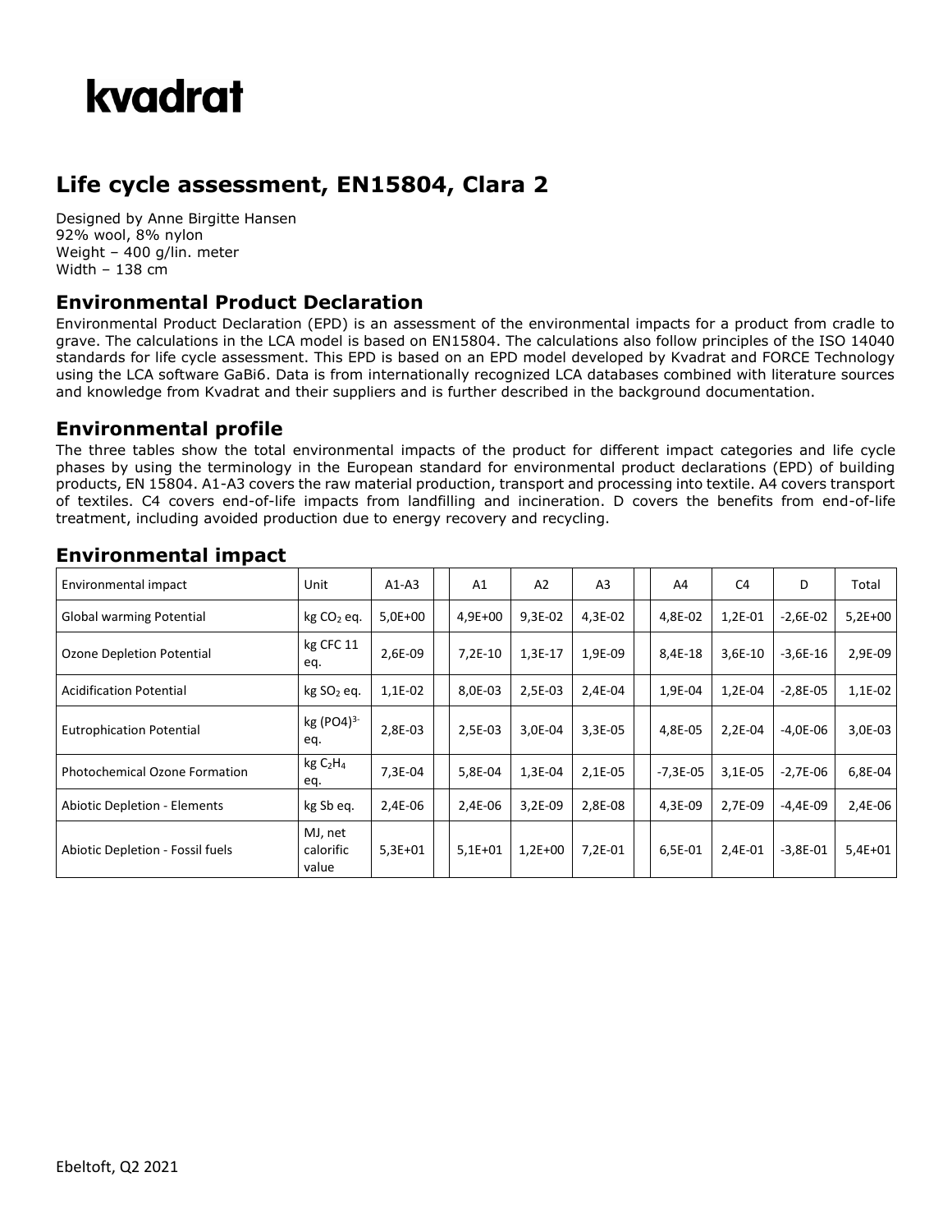# kvadrat

## Life cycle assessment, EN15804, Clara 2

Designed by Anne Birgitte Hansen
92% wool, 8% nylon
Weight – 400 g/lin. meter
Width – 138 cm

### Environmental Product Declaration

Environmental Product Declaration (EPD) is an assessment of the environmental impacts for a product from cradle to grave. The calculations in the LCA model is based on EN15804. The calculations also follow principles of the ISO 14040 standards for life cycle assessment. This EPD is based on an EPD model developed by Kvadrat and FORCE Technology using the LCA software GaBi6. Data is from internationally recognized LCA databases combined with literature sources and knowledge from Kvadrat and their suppliers and is further described in the background documentation.

### Environmental profile

The three tables show the total environmental impacts of the product for different impact categories and life cycle phases by using the terminology in the European standard for environmental product declarations (EPD) of building products, EN 15804. A1-A3 covers the raw material production, transport and processing into textile. A4 covers transport of textiles. C4 covers end-of-life impacts from landfilling and incineration. D covers the benefits from end-of-life treatment, including avoided production due to energy recovery and recycling.

### Environmental impact

| Environmental impact | Unit | A1-A3 | | A1 | A2 | A3 | | A4 | C4 | D | Total |
|---|---|---|---|---|---|---|---|---|---|---|---|
| Global warming Potential | kg $CO_2$ eq. | 5,0E+00 | | 4,9E+00 | 9,3E-02 | 4,3E-02 | | 4,8E-02 | 1,2E-01 | -2,6E-02 | 5,2E+00 |
| Ozone Depletion Potential | kg CFC 11 eq. | 2,6E-09 | | 7,2E-10 | 1,3E-17 | 1,9E-09 | | 8,4E-18 | 3,6E-10 | -3,6E-16 | 2,9E-09 |
| Acidification Potential | kg $SO_2$ eq. | 1,1E-02 | | 8,0E-03 | 2,5E-03 | 2,4E-04 | | 1,9E-04 | 1,2E-04 | -2,8E-05 | 1,1E-02 |
| Eutrophication Potential | kg $(PO4)^{3-}$ eq. | 2,8E-03 | | 2,5E-03 | 3,0E-04 | 3,3E-05 | | 4,8E-05 | 2,2E-04 | -4,0E-06 | 3,0E-03 |
| Photochemical Ozone Formation | kg $C_2H_4$ eq. | 7,3E-04 | | 5,8E-04 | 1,3E-04 | 2,1E-05 | | -7,3E-05 | 3,1E-05 | -2,7E-06 | 6,8E-04 |
| Abiotic Depletion - Elements | kg Sb eq. | 2,4E-06 | | 2,4E-06 | 3,2E-09 | 2,8E-08 | | 4,3E-09 | 2,7E-09 | -4,4E-09 | 2,4E-06 |
| Abiotic Depletion - Fossil fuels | MJ, net calorific value | 5,3E+01 | | 5,1E+01 | 1,2E+00 | 7,2E-01 | | 6,5E-01 | 2,4E-01 | -3,8E-01 | 5,4E+01 |

Ebeltoft, Q2 2021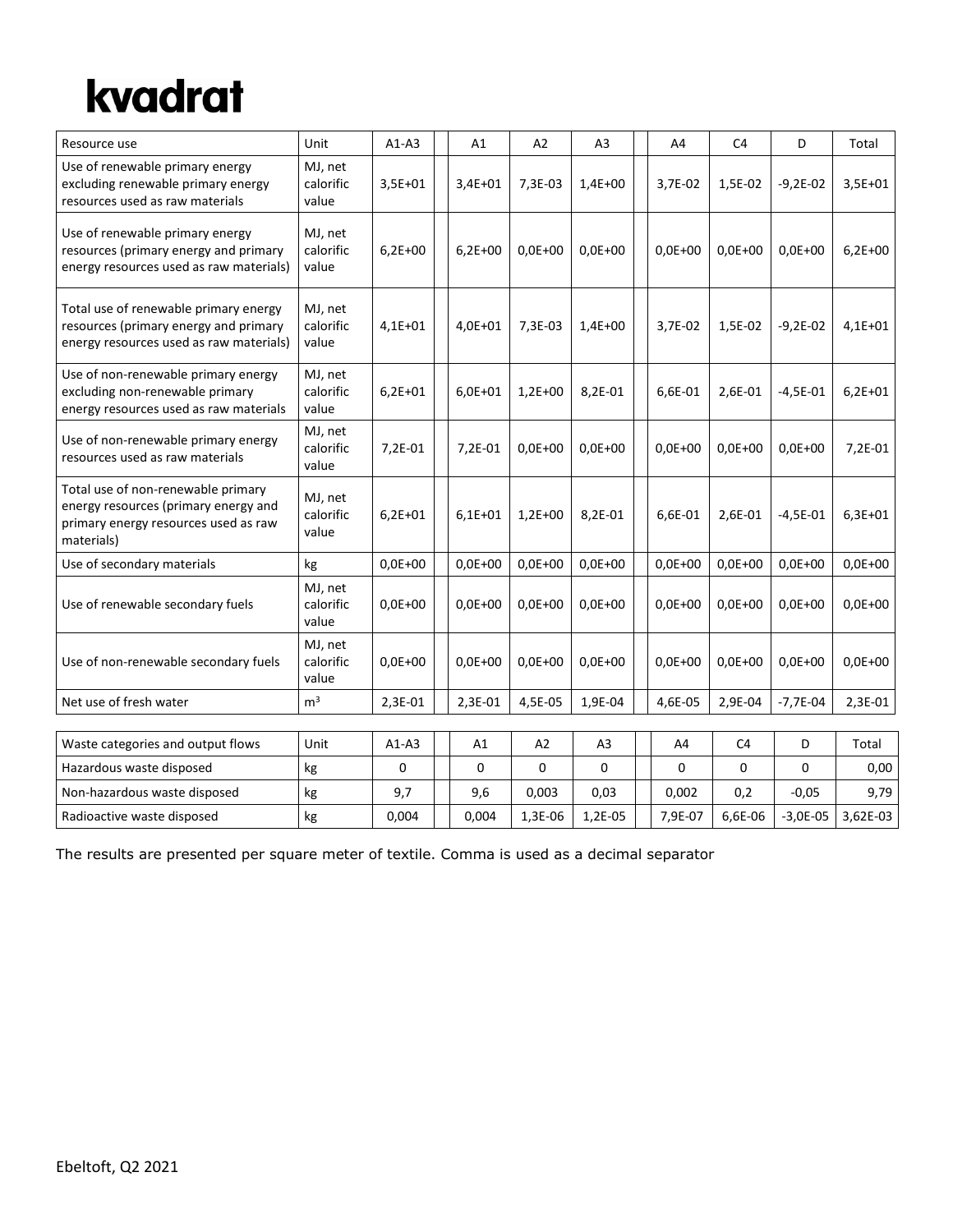# kvadrat

| Resource use | Unit | A1-A3 | | A1 | A2 | A3 | | A4 | C4 | D | Total |
|---|---|---|---|---|---|---|---|---|---|---|---|
| Use of renewable primary energy excluding renewable primary energy resources used as raw materials | MJ, net calorific value | 3,5E+01 | | 3,4E+01 | 7,3E-03 | 1,4E+00 | | 3,7E-02 | 1,5E-02 | -9,2E-02 | 3,5E+01 |
| Use of renewable primary energy resources (primary energy and primary energy resources used as raw materials) | MJ, net calorific value | 6,2E+00 | | 6,2E+00 | 0,0E+00 | 0,0E+00 | | 0,0E+00 | 0,0E+00 | 0,0E+00 | 6,2E+00 |
| Total use of renewable primary energy resources (primary energy and primary energy resources used as raw materials) | MJ, net calorific value | 4,1E+01 | | 4,0E+01 | 7,3E-03 | 1,4E+00 | | 3,7E-02 | 1,5E-02 | -9,2E-02 | 4,1E+01 |
| Use of non-renewable primary energy excluding non-renewable primary energy resources used as raw materials | MJ, net calorific value | 6,2E+01 | | 6,0E+01 | 1,2E+00 | 8,2E-01 | | 6,6E-01 | 2,6E-01 | -4,5E-01 | 6,2E+01 |
| Use of non-renewable primary energy resources used as raw materials | MJ, net calorific value | 7,2E-01 | | 7,2E-01 | 0,0E+00 | 0,0E+00 | | 0,0E+00 | 0,0E+00 | 0,0E+00 | 7,2E-01 |
| Total use of non-renewable primary energy resources (primary energy and primary energy resources used as raw materials) | MJ, net calorific value | 6,2E+01 | | 6,1E+01 | 1,2E+00 | 8,2E-01 | | 6,6E-01 | 2,6E-01 | -4,5E-01 | 6,3E+01 |
| Use of secondary materials | kg | 0,0E+00 | | 0,0E+00 | 0,0E+00 | 0,0E+00 | | 0,0E+00 | 0,0E+00 | 0,0E+00 | 0,0E+00 |
| Use of renewable secondary fuels | MJ, net calorific value | 0,0E+00 | | 0,0E+00 | 0,0E+00 | 0,0E+00 | | 0,0E+00 | 0,0E+00 | 0,0E+00 | 0,0E+00 |
| Use of non-renewable secondary fuels | MJ, net calorific value | 0,0E+00 | | 0,0E+00 | 0,0E+00 | 0,0E+00 | | 0,0E+00 | 0,0E+00 | 0,0E+00 | 0,0E+00 |
| Net use of fresh water | $m^3$ | 2,3E-01 | | 2,3E-01 | 4,5E-05 | 1,9E-04 | | 4,6E-05 | 2,9E-04 | -7,7E-04 | 2,3E-01 |

| Waste categories and output flows | Unit | A1-A3 | | A1 | A2 | A3 | | A4 | C4 | D | Total |
|---|---|---|---|---|---|---|---|---|---|---|---|
| Hazardous waste disposed | kg | 0 | | 0 | 0 | 0 | | 0 | 0 | 0 | 0,00 |
| Non-hazardous waste disposed | kg | 9,7 | | 9,6 | 0,003 | 0,03 | | 0,002 | 0,2 | -0,05 | 9,79 |
| Radioactive waste disposed | kg | 0,004 | | 0,004 | 1,3E-06 | 1,2E-05 | | 7,9E-07 | 6,6E-06 | -3,0E-05 | 3,62E-03 |

The results are presented per square meter of textile. Comma is used as a decimal separator

Ebeltoft, Q2 2021